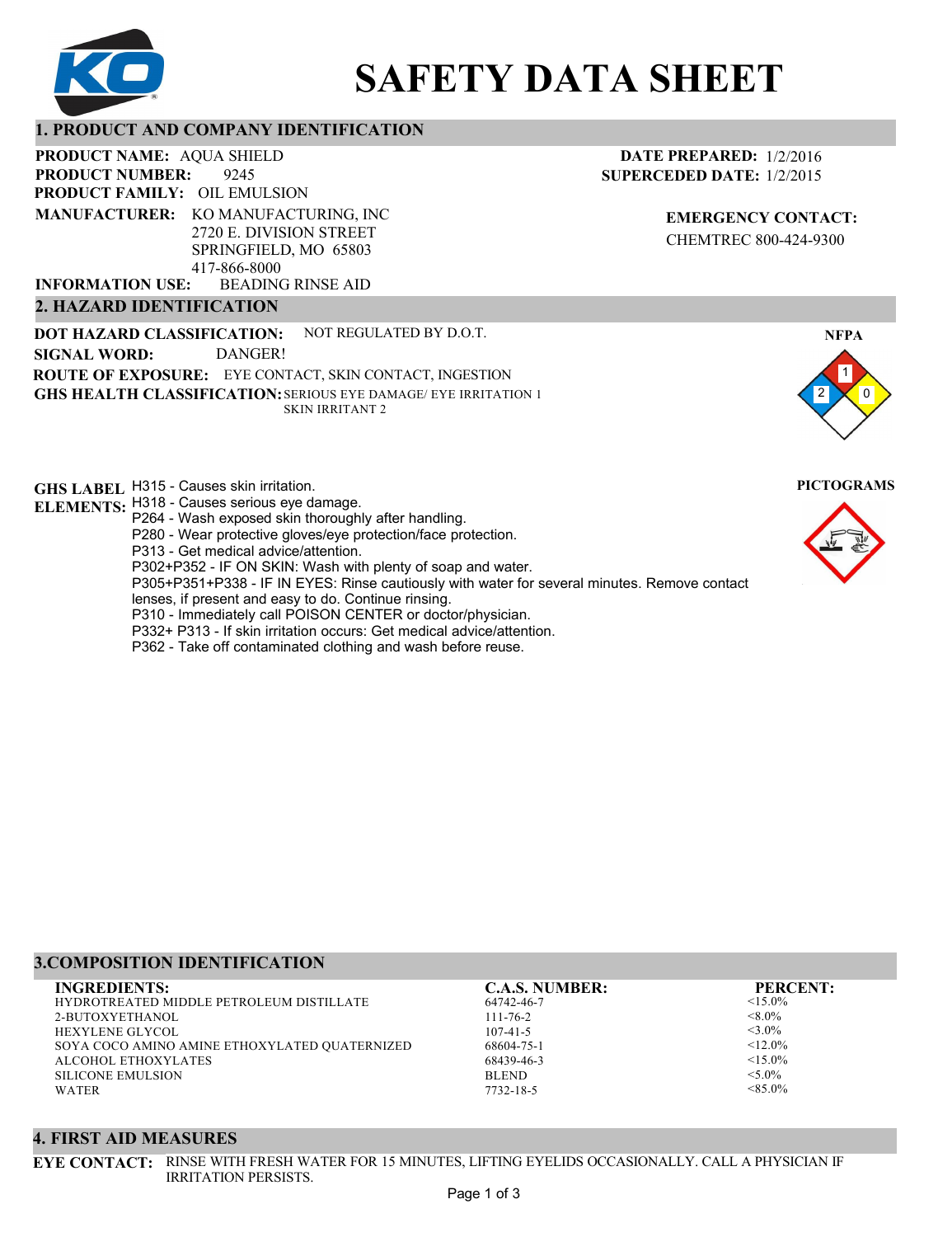# SAFETY DATA SHEET

## 1. PRODUCT AND COMPANY IDENTIFICATION

**PRODUCT NAME:** AQUA SHIELD
**PRODUCT NUMBER:** 9245
**PRODUCT FAMILY:** OIL EMULSION
**MANUFACTURER:** KO MANUFACTURING, INC
2720 E. DIVISION STREET
SPRINGFIELD, MO 65803
417-866-8000
**INFORMATION USE:** BEADING RINSE AID

**DATE PREPARED:** 1/2/2016
**SUPERCEDED DATE:** 1/2/2015

**EMERGENCY CONTACT:**
CHEMTREC 800-424-9300

## 2. HAZARD IDENTIFICATION

**DOT HAZARD CLASSIFICATION:** NOT REGULATED BY D.O.T.
**SIGNAL WORD:** DANGER!
**ROUTE OF EXPOSURE:** EYE CONTACT, SKIN CONTACT, INGESTION
**GHS HEALTH CLASSIFICATION:** SERIOUS EYE DAMAGE/ EYE IRRITATION 1
SKIN IRRITANT 2

**NFPA**
Health: 2, Flammability: 1, Reactivity: 0

**PICTOGRAMS**

**GHS LABEL ELEMENTS:**
H315 - Causes skin irritation.
H318 - Causes serious eye damage.
P264 - Wash exposed skin thoroughly after handling.
P280 - Wear protective gloves/eye protection/face protection.
P313 - Get medical advice/attention.
P302+P352 - IF ON SKIN: Wash with plenty of soap and water.
P305+P351+P338 - IF IN EYES: Rinse cautiously with water for several minutes. Remove contact lenses, if present and easy to do. Continue rinsing.
P310 - Immediately call POISON CENTER or doctor/physician.
P332+ P313 - If skin irritation occurs: Get medical advice/attention.
P362 - Take off contaminated clothing and wash before reuse.

## 3.COMPOSITION IDENTIFICATION

| INGREDIENTS: | C.A.S. NUMBER: | PERCENT: |
|---|---|---|
| HYDROTREATED MIDDLE PETROLEUM DISTILLATE | 64742-46-7 | <15.0% |
| 2-BUTOXYETHANOL | 111-76-2 | <8.0% |
| HEXYLENE GLYCOL | 107-41-5 | <3.0% |
| SOYA COCO AMINO AMINE ETHOXYLATED QUATERNIZED | 68604-75-1 | <12.0% |
| ALCOHOL ETHOXYLATES | 68439-46-3 | <15.0% |
| SILICONE EMULSION | BLEND | <5.0% |
| WATER | 7732-18-5 | <85.0% |

## 4. FIRST AID MEASURES

**EYE CONTACT:** RINSE WITH FRESH WATER FOR 15 MINUTES, LIFTING EYELIDS OCCASIONALLY. CALL A PHYSICIAN IF IRRITATION PERSISTS.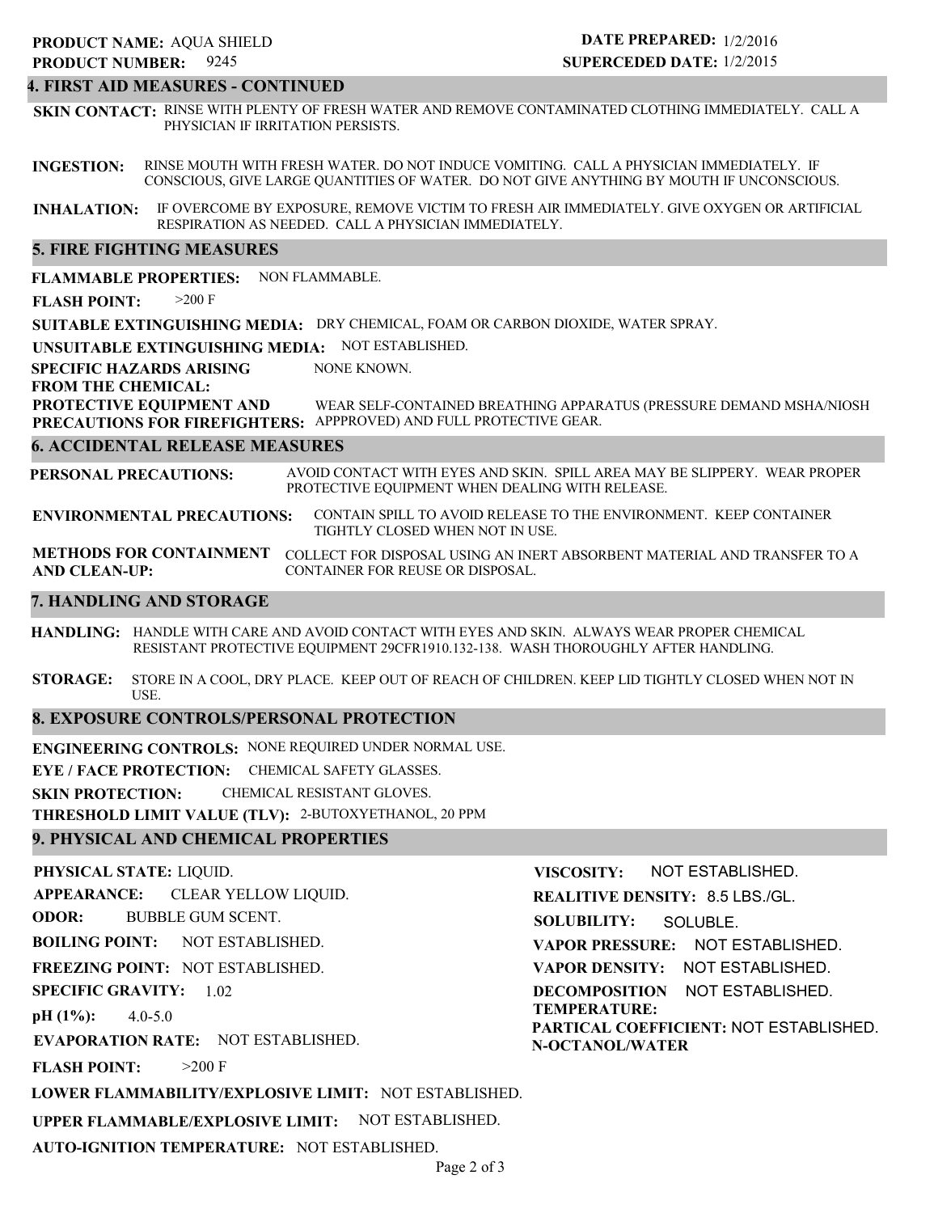**PRODUCT NAME:** AQUA SHIELD
**PRODUCT NUMBER:** 9245

**DATE PREPARED:** 1/2/2016
**SUPERCEDED DATE:** 1/2/2015

## 4. FIRST AID MEASURES - CONTINUED

**SKIN CONTACT:** RINSE WITH PLENTY OF FRESH WATER AND REMOVE CONTAMINATED CLOTHING IMMEDIATELY. CALL A PHYSICIAN IF IRRITATION PERSISTS.

**INGESTION:** RINSE MOUTH WITH FRESH WATER. DO NOT INDUCE VOMITING. CALL A PHYSICIAN IMMEDIATELY. IF CONSCIOUS, GIVE LARGE QUANTITIES OF WATER. DO NOT GIVE ANYTHING BY MOUTH IF UNCONSCIOUS.

**INHALATION:** IF OVERCOME BY EXPOSURE, REMOVE VICTIM TO FRESH AIR IMMEDIATELY. GIVE OXYGEN OR ARTIFICIAL RESPIRATION AS NEEDED. CALL A PHYSICIAN IMMEDIATELY.

## 5. FIRE FIGHTING MEASURES

**FLAMMABLE PROPERTIES:** NON FLAMMABLE.

**FLASH POINT:** >200 F

**SUITABLE EXTINGUISHING MEDIA:** DRY CHEMICAL, FOAM OR CARBON DIOXIDE, WATER SPRAY.

**UNSUITABLE EXTINGUISHING MEDIA:** NOT ESTABLISHED.

**SPECIFIC HAZARDS ARISING FROM THE CHEMICAL:** NONE KNOWN.

**PROTECTIVE EQUIPMENT AND PRECAUTIONS FOR FIREFIGHTERS:** WEAR SELF-CONTAINED BREATHING APPARATUS (PRESSURE DEMAND MSHA/NIOSH APPPROVED) AND FULL PROTECTIVE GEAR.

## 6. ACCIDENTAL RELEASE MEASURES

**PERSONAL PRECAUTIONS:** AVOID CONTACT WITH EYES AND SKIN. SPILL AREA MAY BE SLIPPERY. WEAR PROPER PROTECTIVE EQUIPMENT WHEN DEALING WITH RELEASE.

**ENVIRONMENTAL PRECAUTIONS:** CONTAIN SPILL TO AVOID RELEASE TO THE ENVIRONMENT. KEEP CONTAINER TIGHTLY CLOSED WHEN NOT IN USE.

**METHODS FOR CONTAINMENT AND CLEAN-UP:** COLLECT FOR DISPOSAL USING AN INERT ABSORBENT MATERIAL AND TRANSFER TO A CONTAINER FOR REUSE OR DISPOSAL.

## 7. HANDLING AND STORAGE

**HANDLING:** HANDLE WITH CARE AND AVOID CONTACT WITH EYES AND SKIN. ALWAYS WEAR PROPER CHEMICAL RESISTANT PROTECTIVE EQUIPMENT 29CFR1910.132-138. WASH THOROUGHLY AFTER HANDLING.

**STORAGE:** STORE IN A COOL, DRY PLACE. KEEP OUT OF REACH OF CHILDREN. KEEP LID TIGHTLY CLOSED WHEN NOT IN USE.

## 8. EXPOSURE CONTROLS/PERSONAL PROTECTION

**ENGINEERING CONTROLS:** NONE REQUIRED UNDER NORMAL USE.

**EYE / FACE PROTECTION:** CHEMICAL SAFETY GLASSES.

**SKIN PROTECTION:** CHEMICAL RESISTANT GLOVES.

**THRESHOLD LIMIT VALUE (TLV):** 2-BUTOXYETHANOL, 20 PPM

## 9. PHYSICAL AND CHEMICAL PROPERTIES

**PHYSICAL STATE:** LIQUID.

**APPEARANCE:** CLEAR YELLOW LIQUID.

**ODOR:** BUBBLE GUM SCENT.

**BOILING POINT:** NOT ESTABLISHED.

**FREEZING POINT:** NOT ESTABLISHED.

**SPECIFIC GRAVITY:** 1.02

**pH (1%):** 4.0-5.0

**EVAPORATION RATE:** NOT ESTABLISHED.

**FLASH POINT:** >200 F

**LOWER FLAMMABILITY/EXPLOSIVE LIMIT:** NOT ESTABLISHED.

**UPPER FLAMMABLE/EXPLOSIVE LIMIT:** NOT ESTABLISHED.

**AUTO-IGNITION TEMPERATURE:** NOT ESTABLISHED.

**VISCOSITY:** NOT ESTABLISHED.

**REALITIVE DENSITY:** 8.5 LBS./GL.

**SOLUBILITY:** SOLUBLE.

**VAPOR PRESSURE:** NOT ESTABLISHED.

**VAPOR DENSITY:** NOT ESTABLISHED.

**DECOMPOSITION TEMPERATURE:** NOT ESTABLISHED.

**PARTICAL COEFFICIENT: N-OCTANOL/WATER** NOT ESTABLISHED.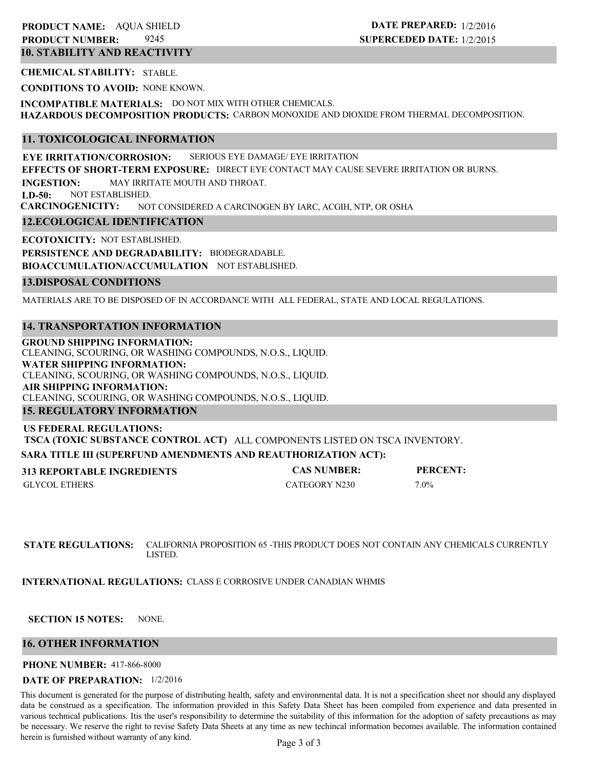**PRODUCT NAME:** AQUA SHIELD
**PRODUCT NUMBER:** 9245

**DATE PREPARED:** 1/2/2016
**SUPERCEDED DATE:** 1/2/2015

## 10. STABILITY AND REACTIVITY

**CHEMICAL STABILITY:** STABLE.

**CONDITIONS TO AVOID:** NONE KNOWN.

**INCOMPATIBLE MATERIALS:** DO NOT MIX WITH OTHER CHEMICALS.

**HAZARDOUS DECOMPOSITION PRODUCTS:** CARBON MONOXIDE AND DIOXIDE FROM THERMAL DECOMPOSITION.

## 11. TOXICOLOGICAL INFORMATION

**EYE IRRITATION/CORROSION:** SERIOUS EYE DAMAGE/ EYE IRRITATION

**EFFECTS OF SHORT-TERM EXPOSURE:** DIRECT EYE CONTACT MAY CAUSE SEVERE IRRITATION OR BURNS.

**INGESTION:** MAY IRRITATE MOUTH AND THROAT.

**LD-50:** NOT ESTABLISHED.

**CARCINOGENICITY:** NOT CONSIDERED A CARCINOGEN BY IARC, ACGIH, NTP, OR OSHA

## 12.ECOLOGICAL IDENTIFICATION

**ECOTOXICITY:** NOT ESTABLISHED.

**PERSISTENCE AND DEGRADABILITY:** BIODEGRADABLE.

**BIOACCUMULATION/ACCUMULATION** NOT ESTABLISHED.

## 13.DISPOSAL CONDITIONS

MATERIALS ARE TO BE DISPOSED OF IN ACCORDANCE WITH ALL FEDERAL, STATE AND LOCAL REGULATIONS.

## 14. TRANSPORTATION INFORMATION

**GROUND SHIPPING INFORMATION:**
CLEANING, SCOURING, OR WASHING COMPOUNDS, N.O.S., LIQUID.

**WATER SHIPPING INFORMATION:**
CLEANING, SCOURING, OR WASHING COMPOUNDS, N.O.S., LIQUID.

**AIR SHIPPING INFORMATION:**
CLEANING, SCOURING, OR WASHING COMPOUNDS, N.O.S., LIQUID.

## 15. REGULATORY INFORMATION

**US FEDERAL REGULATIONS:**

**TSCA (TOXIC SUBSTANCE CONTROL ACT)** ALL COMPONENTS LISTED ON TSCA INVENTORY.

**SARA TITLE III (SUPERFUND AMENDMENTS AND REAUTHORIZATION ACT):**

| 313 REPORTABLE INGREDIENTS | CAS NUMBER: | PERCENT: |
|---|---|---|
| GLYCOL ETHERS | CATEGORY N230 | 7.0% |

**STATE REGULATIONS:** CALIFORNIA PROPOSITION 65 -THIS PRODUCT DOES NOT CONTAIN ANY CHEMICALS CURRENTLY LISTED.

**INTERNATIONAL REGULATIONS:** CLASS E CORROSIVE UNDER CANADIAN WHMIS

**SECTION 15 NOTES:** NONE.

## 16. OTHER INFORMATION

**PHONE NUMBER:** 417-866-8000

**DATE OF PREPARATION:** 1/2/2016

This document is generated for the purpose of distributing health, safety and environmental data. It is not a specification sheet nor should any displayed data be construed as a specification. The information provided in this Safety Data Sheet has been compiled from experience and data presented in various technical publications. Itis the user's responsibility to determine the suitability of this information for the adoption of safety precautions as may be necessary. We reserve the right to revise Safety Data Sheets at any time as new techincal information becomes available. The information contained herein is furnished without warranty of any kind.